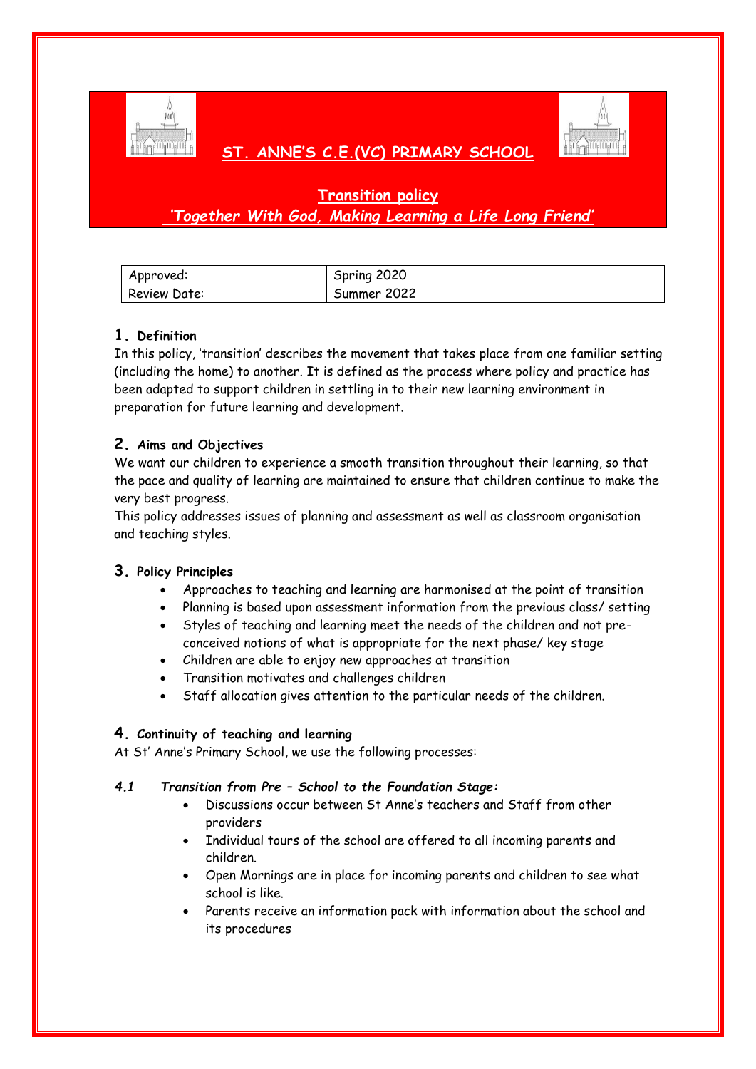# ST. ANNE'S C.E.(VC) PRIMARY SCHOOL

## Transition policy

***'Together With God, Making Learning a Life Long Friend'***

| Approved: | Spring 2020 |
|---|---|
| Review Date: | Summer 2022 |

### 1. Definition

In this policy, 'transition' describes the movement that takes place from one familiar setting (including the home) to another. It is defined as the process where policy and practice has been adapted to support children in settling in to their new learning environment in preparation for future learning and development.

### 2. Aims and Objectives

We want our children to experience a smooth transition throughout their learning, so that the pace and quality of learning are maintained to ensure that children continue to make the very best progress.

This policy addresses issues of planning and assessment as well as classroom organisation and teaching styles.

### 3. Policy Principles

- Approaches to teaching and learning are harmonised at the point of transition
- Planning is based upon assessment information from the previous class/ setting
- Styles of teaching and learning meet the needs of the children and not pre-conceived notions of what is appropriate for the next phase/ key stage
- Children are able to enjoy new approaches at transition
- Transition motivates and challenges children
- Staff allocation gives attention to the particular needs of the children.

### 4. Continuity of teaching and learning

At St' Anne's Primary School, we use the following processes:

#### *4.1 Transition from Pre – School to the Foundation Stage:*

- Discussions occur between St Anne's teachers and Staff from other providers
- Individual tours of the school are offered to all incoming parents and children.
- Open Mornings are in place for incoming parents and children to see what school is like.
- Parents receive an information pack with information about the school and its procedures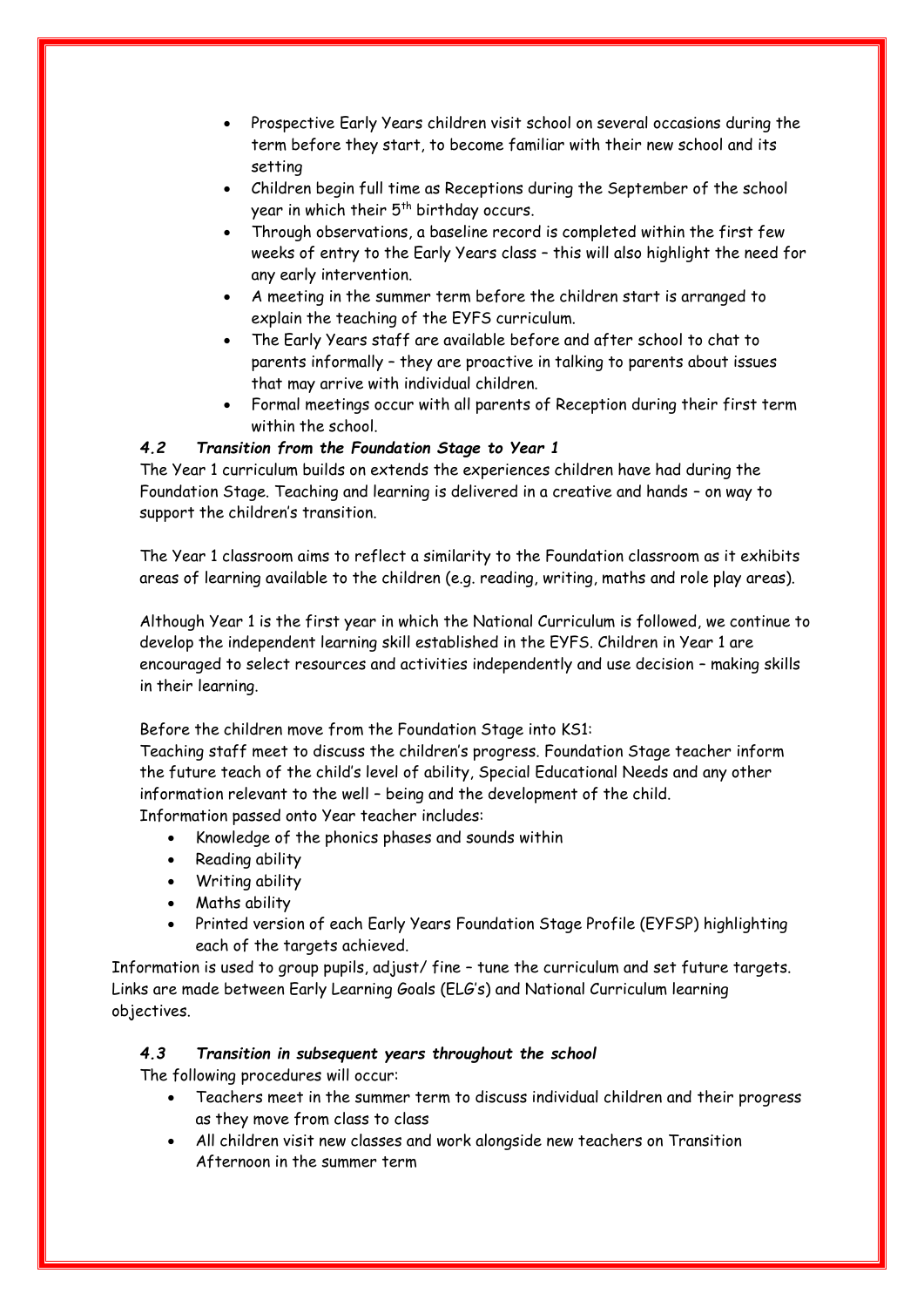- Prospective Early Years children visit school on several occasions during the term before they start, to become familiar with their new school and its setting
- Children begin full time as Receptions during the September of the school year in which their 5th birthday occurs.
- Through observations, a baseline record is completed within the first few weeks of entry to the Early Years class – this will also highlight the need for any early intervention.
- A meeting in the summer term before the children start is arranged to explain the teaching of the EYFS curriculum.
- The Early Years staff are available before and after school to chat to parents informally – they are proactive in talking to parents about issues that may arrive with individual children.
- Formal meetings occur with all parents of Reception during their first term within the school.

### *4.2 Transition from the Foundation Stage to Year 1*

The Year 1 curriculum builds on extends the experiences children have had during the Foundation Stage. Teaching and learning is delivered in a creative and hands – on way to support the children's transition.

The Year 1 classroom aims to reflect a similarity to the Foundation classroom as it exhibits areas of learning available to the children (e.g. reading, writing, maths and role play areas).

Although Year 1 is the first year in which the National Curriculum is followed, we continue to develop the independent learning skill established in the EYFS. Children in Year 1 are encouraged to select resources and activities independently and use decision – making skills in their learning.

Before the children move from the Foundation Stage into KS1:
Teaching staff meet to discuss the children's progress. Foundation Stage teacher inform the future teach of the child's level of ability, Special Educational Needs and any other information relevant to the well – being and the development of the child.
Information passed onto Year teacher includes:

- Knowledge of the phonics phases and sounds within
- Reading ability
- Writing ability
- Maths ability
- Printed version of each Early Years Foundation Stage Profile (EYFSP) highlighting each of the targets achieved.

Information is used to group pupils, adjust/ fine – tune the curriculum and set future targets. Links are made between Early Learning Goals (ELG's) and National Curriculum learning objectives.

### *4.3 Transition in subsequent years throughout the school*

The following procedures will occur:

- Teachers meet in the summer term to discuss individual children and their progress as they move from class to class
- All children visit new classes and work alongside new teachers on Transition Afternoon in the summer term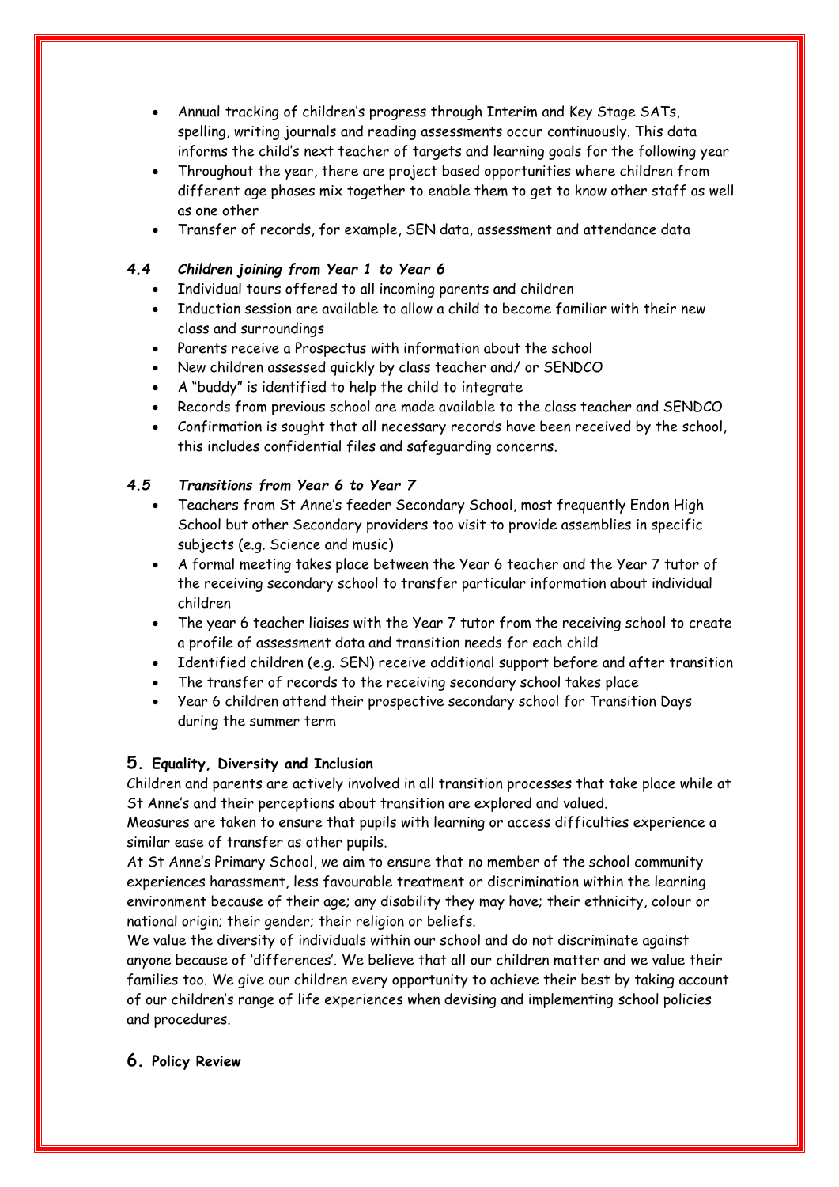- Annual tracking of children's progress through Interim and Key Stage SATs, spelling, writing journals and reading assessments occur continuously. This data informs the child's next teacher of targets and learning goals for the following year
- Throughout the year, there are project based opportunities where children from different age phases mix together to enable them to get to know other staff as well as one other
- Transfer of records, for example, SEN data, assessment and attendance data

### *4.4 Children joining from Year 1 to Year 6*

- Individual tours offered to all incoming parents and children
- Induction session are available to allow a child to become familiar with their new class and surroundings
- Parents receive a Prospectus with information about the school
- New children assessed quickly by class teacher and/ or SENDCO
- A "buddy" is identified to help the child to integrate
- Records from previous school are made available to the class teacher and SENDCO
- Confirmation is sought that all necessary records have been received by the school, this includes confidential files and safeguarding concerns.

### *4.5 Transitions from Year 6 to Year 7*

- Teachers from St Anne's feeder Secondary School, most frequently Endon High School but other Secondary providers too visit to provide assemblies in specific subjects (e.g. Science and music)
- A formal meeting takes place between the Year 6 teacher and the Year 7 tutor of the receiving secondary school to transfer particular information about individual children
- The year 6 teacher liaises with the Year 7 tutor from the receiving school to create a profile of assessment data and transition needs for each child
- Identified children (e.g. SEN) receive additional support before and after transition
- The transfer of records to the receiving secondary school takes place
- Year 6 children attend their prospective secondary school for Transition Days during the summer term

## 5. Equality, Diversity and Inclusion

Children and parents are actively involved in all transition processes that take place while at St Anne's and their perceptions about transition are explored and valued.

Measures are taken to ensure that pupils with learning or access difficulties experience a similar ease of transfer as other pupils.

At St Anne's Primary School, we aim to ensure that no member of the school community experiences harassment, less favourable treatment or discrimination within the learning environment because of their age; any disability they may have; their ethnicity, colour or national origin; their gender; their religion or beliefs.

We value the diversity of individuals within our school and do not discriminate against anyone because of 'differences'. We believe that all our children matter and we value their families too. We give our children every opportunity to achieve their best by taking account of our children's range of life experiences when devising and implementing school policies and procedures.

## 6. Policy Review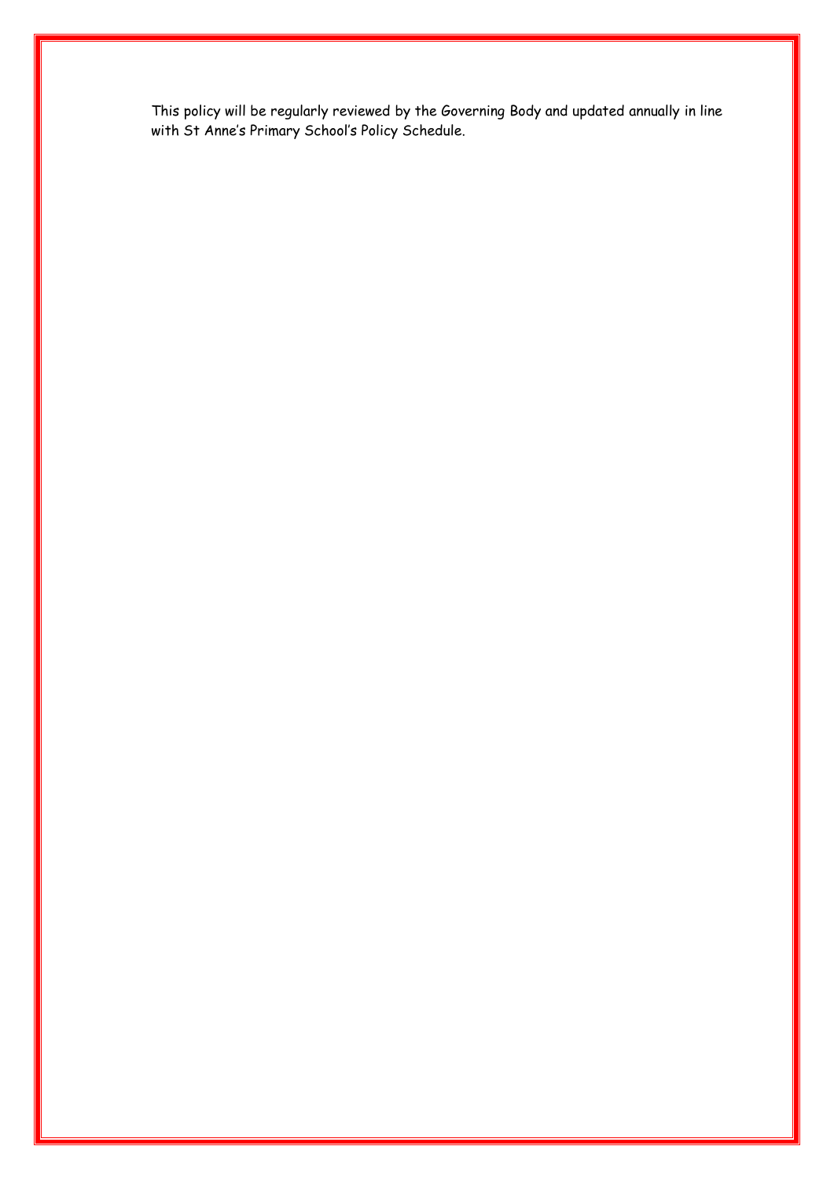This policy will be regularly reviewed by the Governing Body and updated annually in line with St Anne's Primary School's Policy Schedule.